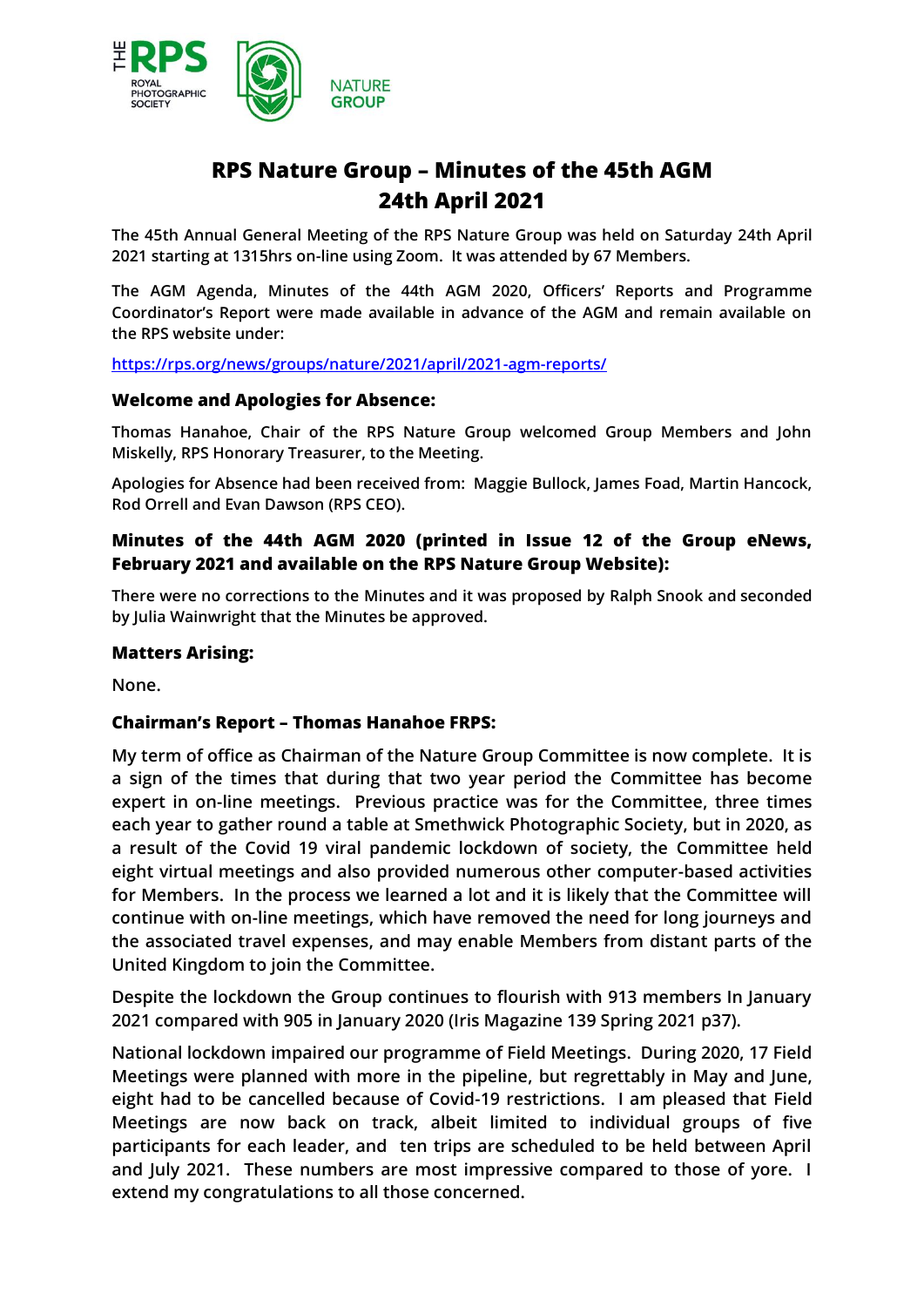# RPS Nature Group – Minutes of the 45th AGM 24th April 2021

The 45th Annual General Meeting of the RPS Nature Group was held on Saturday 24th April 2021 starting at 1315hrs on-line using Zoom. It was attended by 67 Members.

The AGM Agenda, Minutes of the 44th AGM 2020, Officers' Reports and Programme Coordinator's Report were made available in advance of the AGM and remain available on the RPS website under:

https://rps.org/news/groups/nature/2021/april/2021-agm-reports/

### Welcome and Apologies for Absence:

Thomas Hanahoe, Chair of the RPS Nature Group welcomed Group Members and John Miskelly, RPS Honorary Treasurer, to the Meeting.

Apologies for Absence had been received from: Maggie Bullock, James Foad, Martin Hancock, Rod Orrell and Evan Dawson (RPS CEO).

### Minutes of the 44th AGM 2020 (printed in Issue 12 of the Group eNews, February 2021 and available on the RPS Nature Group Website):

There were no corrections to the Minutes and it was proposed by Ralph Snook and seconded by Julia Wainwright that the Minutes be approved.

### Matters Arising:

None.

### Chairman's Report – Thomas Hanahoe FRPS:

My term of office as Chairman of the Nature Group Committee is now complete. It is a sign of the times that during that two year period the Committee has become expert in on-line meetings. Previous practice was for the Committee, three times each year to gather round a table at Smethwick Photographic Society, but in 2020, as a result of the Covid 19 viral pandemic lockdown of society, the Committee held eight virtual meetings and also provided numerous other computer-based activities for Members. In the process we learned a lot and it is likely that the Committee will continue with on-line meetings, which have removed the need for long journeys and the associated travel expenses, and may enable Members from distant parts of the United Kingdom to join the Committee.

Despite the lockdown the Group continues to flourish with 913 members In January 2021 compared with 905 in January 2020 (Iris Magazine 139 Spring 2021 p37).

National lockdown impaired our programme of Field Meetings. During 2020, 17 Field Meetings were planned with more in the pipeline, but regrettably in May and June, eight had to be cancelled because of Covid-19 restrictions. I am pleased that Field Meetings are now back on track, albeit limited to individual groups of five participants for each leader, and ten trips are scheduled to be held between April and July 2021. These numbers are most impressive compared to those of yore. I extend my congratulations to all those concerned.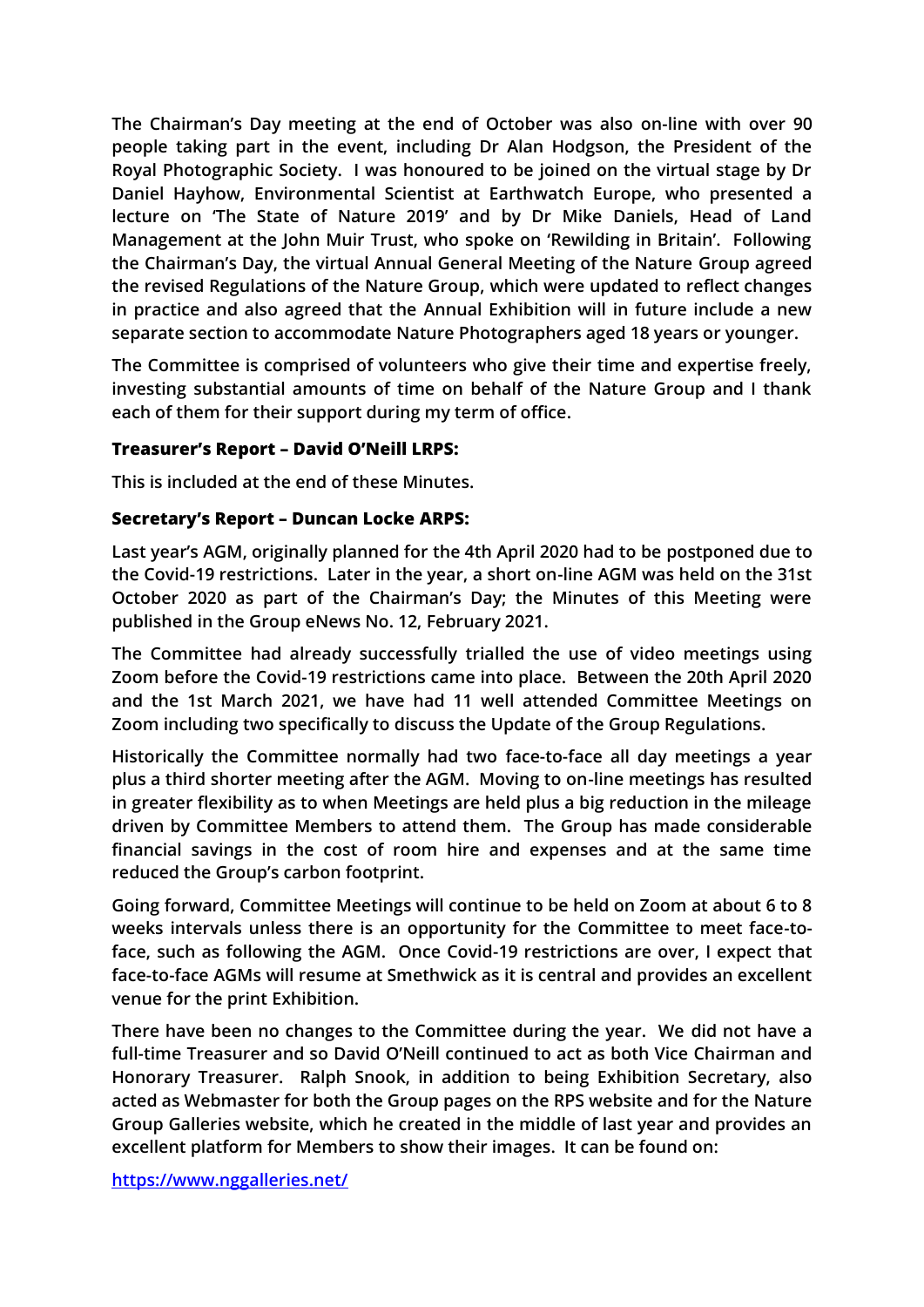The Chairman's Day meeting at the end of October was also on-line with over 90 people taking part in the event, including Dr Alan Hodgson, the President of the Royal Photographic Society. I was honoured to be joined on the virtual stage by Dr Daniel Hayhow, Environmental Scientist at Earthwatch Europe, who presented a lecture on 'The State of Nature 2019' and by Dr Mike Daniels, Head of Land Management at the John Muir Trust, who spoke on 'Rewilding in Britain'. Following the Chairman's Day, the virtual Annual General Meeting of the Nature Group agreed the revised Regulations of the Nature Group, which were updated to reflect changes in practice and also agreed that the Annual Exhibition will in future include a new separate section to accommodate Nature Photographers aged 18 years or younger.

The Committee is comprised of volunteers who give their time and expertise freely, investing substantial amounts of time on behalf of the Nature Group and I thank each of them for their support during my term of office.

**Treasurer's Report – David O'Neill LRPS:**

This is included at the end of these Minutes.

**Secretary's Report – Duncan Locke ARPS:**

Last year's AGM, originally planned for the 4th April 2020 had to be postponed due to the Covid-19 restrictions. Later in the year, a short on-line AGM was held on the 31st October 2020 as part of the Chairman's Day; the Minutes of this Meeting were published in the Group eNews No. 12, February 2021.

The Committee had already successfully trialled the use of video meetings using Zoom before the Covid-19 restrictions came into place. Between the 20th April 2020 and the 1st March 2021, we have had 11 well attended Committee Meetings on Zoom including two specifically to discuss the Update of the Group Regulations.

Historically the Committee normally had two face-to-face all day meetings a year plus a third shorter meeting after the AGM. Moving to on-line meetings has resulted in greater flexibility as to when Meetings are held plus a big reduction in the mileage driven by Committee Members to attend them. The Group has made considerable financial savings in the cost of room hire and expenses and at the same time reduced the Group's carbon footprint.

Going forward, Committee Meetings will continue to be held on Zoom at about 6 to 8 weeks intervals unless there is an opportunity for the Committee to meet face-to-face, such as following the AGM. Once Covid-19 restrictions are over, I expect that face-to-face AGMs will resume at Smethwick as it is central and provides an excellent venue for the print Exhibition.

There have been no changes to the Committee during the year. We did not have a full-time Treasurer and so David O'Neill continued to act as both Vice Chairman and Honorary Treasurer. Ralph Snook, in addition to being Exhibition Secretary, also acted as Webmaster for both the Group pages on the RPS website and for the Nature Group Galleries website, which he created in the middle of last year and provides an excellent platform for Members to show their images. It can be found on:

https://www.nggalleries.net/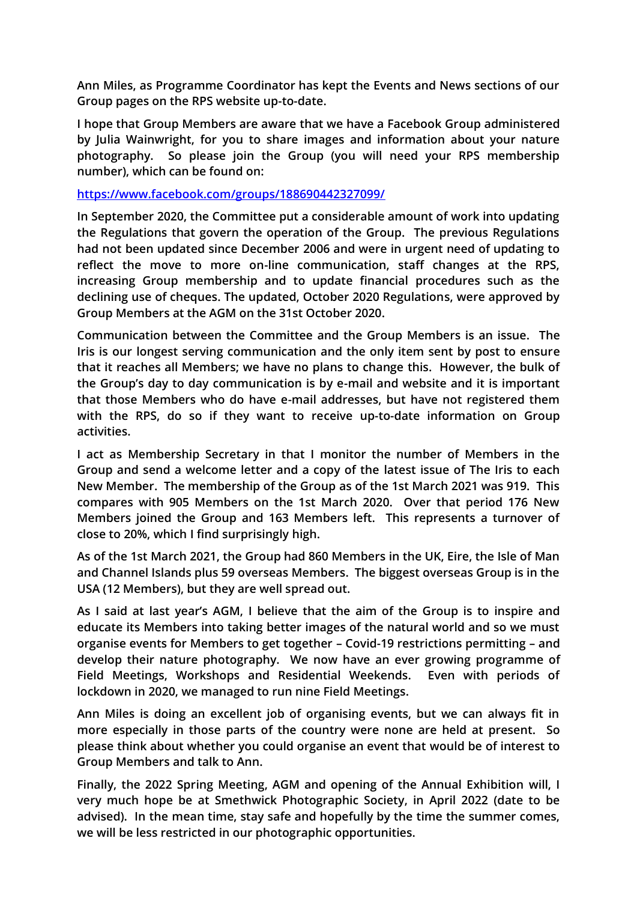**Ann Miles, as Programme Coordinator has kept the Events and News sections of our Group pages on the RPS website up-to-date.**

**I hope that Group Members are aware that we have a Facebook Group administered by Julia Wainwright, for you to share images and information about your nature photography. So please join the Group (you will need your RPS membership number), which can be found on:**

**[https://www.facebook.com/groups/188690442327099/](https://www.facebook.com/groups/188690442327099/)**

**In September 2020, the Committee put a considerable amount of work into updating the Regulations that govern the operation of the Group. The previous Regulations had not been updated since December 2006 and were in urgent need of updating to reflect the move to more on-line communication, staff changes at the RPS, increasing Group membership and to update financial procedures such as the declining use of cheques. The updated, October 2020 Regulations, were approved by Group Members at the AGM on the 31st October 2020.**

**Communication between the Committee and the Group Members is an issue. The Iris is our longest serving communication and the only item sent by post to ensure that it reaches all Members; we have no plans to change this. However, the bulk of the Group's day to day communication is by e-mail and website and it is important that those Members who do have e-mail addresses, but have not registered them with the RPS, do so if they want to receive up-to-date information on Group activities.**

**I act as Membership Secretary in that I monitor the number of Members in the Group and send a welcome letter and a copy of the latest issue of The Iris to each New Member. The membership of the Group as of the 1st March 2021 was 919. This compares with 905 Members on the 1st March 2020. Over that period 176 New Members joined the Group and 163 Members left. This represents a turnover of close to 20%, which I find surprisingly high.**

**As of the 1st March 2021, the Group had 860 Members in the UK, Eire, the Isle of Man and Channel Islands plus 59 overseas Members. The biggest overseas Group is in the USA (12 Members), but they are well spread out.**

**As I said at last year's AGM, I believe that the aim of the Group is to inspire and educate its Members into taking better images of the natural world and so we must organise events for Members to get together – Covid-19 restrictions permitting – and develop their nature photography. We now have an ever growing programme of Field Meetings, Workshops and Residential Weekends. Even with periods of lockdown in 2020, we managed to run nine Field Meetings.**

**Ann Miles is doing an excellent job of organising events, but we can always fit in more especially in those parts of the country were none are held at present. So please think about whether you could organise an event that would be of interest to Group Members and talk to Ann.**

**Finally, the 2022 Spring Meeting, AGM and opening of the Annual Exhibition will, I very much hope be at Smethwick Photographic Society, in April 2022 (date to be advised). In the mean time, stay safe and hopefully by the time the summer comes, we will be less restricted in our photographic opportunities.**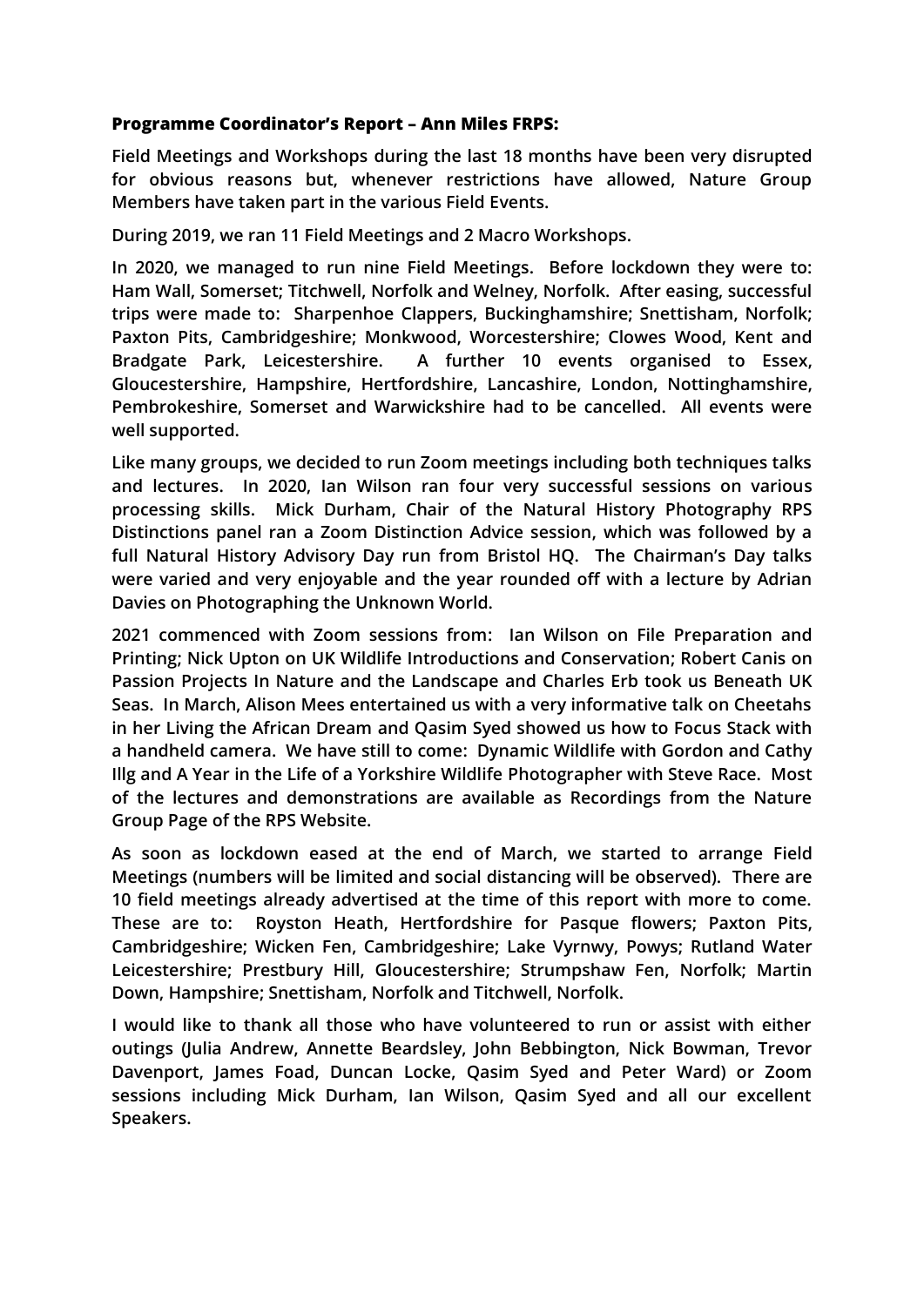**Programme Coordinator's Report – Ann Miles FRPS:**

**Field Meetings and Workshops during the last 18 months have been very disrupted for obvious reasons but, whenever restrictions have allowed, Nature Group Members have taken part in the various Field Events.**

**During 2019, we ran 11 Field Meetings and 2 Macro Workshops.**

**In 2020, we managed to run nine Field Meetings. Before lockdown they were to: Ham Wall, Somerset; Titchwell, Norfolk and Welney, Norfolk. After easing, successful trips were made to: Sharpenhoe Clappers, Buckinghamshire; Snettisham, Norfolk; Paxton Pits, Cambridgeshire; Monkwood, Worcestershire; Clowes Wood, Kent and Bradgate Park, Leicestershire. A further 10 events organised to Essex, Gloucestershire, Hampshire, Hertfordshire, Lancashire, London, Nottinghamshire, Pembrokeshire, Somerset and Warwickshire had to be cancelled. All events were well supported.**

**Like many groups, we decided to run Zoom meetings including both techniques talks and lectures. In 2020, Ian Wilson ran four very successful sessions on various processing skills. Mick Durham, Chair of the Natural History Photography RPS Distinctions panel ran a Zoom Distinction Advice session, which was followed by a full Natural History Advisory Day run from Bristol HQ. The Chairman's Day talks were varied and very enjoyable and the year rounded off with a lecture by Adrian Davies on Photographing the Unknown World.**

**2021 commenced with Zoom sessions from: Ian Wilson on File Preparation and Printing; Nick Upton on UK Wildlife Introductions and Conservation; Robert Canis on Passion Projects In Nature and the Landscape and Charles Erb took us Beneath UK Seas. In March, Alison Mees entertained us with a very informative talk on Cheetahs in her Living the African Dream and Qasim Syed showed us how to Focus Stack with a handheld camera. We have still to come: Dynamic Wildlife with Gordon and Cathy Illg and A Year in the Life of a Yorkshire Wildlife Photographer with Steve Race. Most of the lectures and demonstrations are available as Recordings from the Nature Group Page of the RPS Website.**

**As soon as lockdown eased at the end of March, we started to arrange Field Meetings (numbers will be limited and social distancing will be observed). There are 10 field meetings already advertised at the time of this report with more to come. These are to: Royston Heath, Hertfordshire for Pasque flowers; Paxton Pits, Cambridgeshire; Wicken Fen, Cambridgeshire; Lake Vyrnwy, Powys; Rutland Water Leicestershire; Prestbury Hill, Gloucestershire; Strumpshaw Fen, Norfolk; Martin Down, Hampshire; Snettisham, Norfolk and Titchwell, Norfolk.**

**I would like to thank all those who have volunteered to run or assist with either outings (Julia Andrew, Annette Beardsley, John Bebbington, Nick Bowman, Trevor Davenport, James Foad, Duncan Locke, Qasim Syed and Peter Ward) or Zoom sessions including Mick Durham, Ian Wilson, Qasim Syed and all our excellent Speakers.**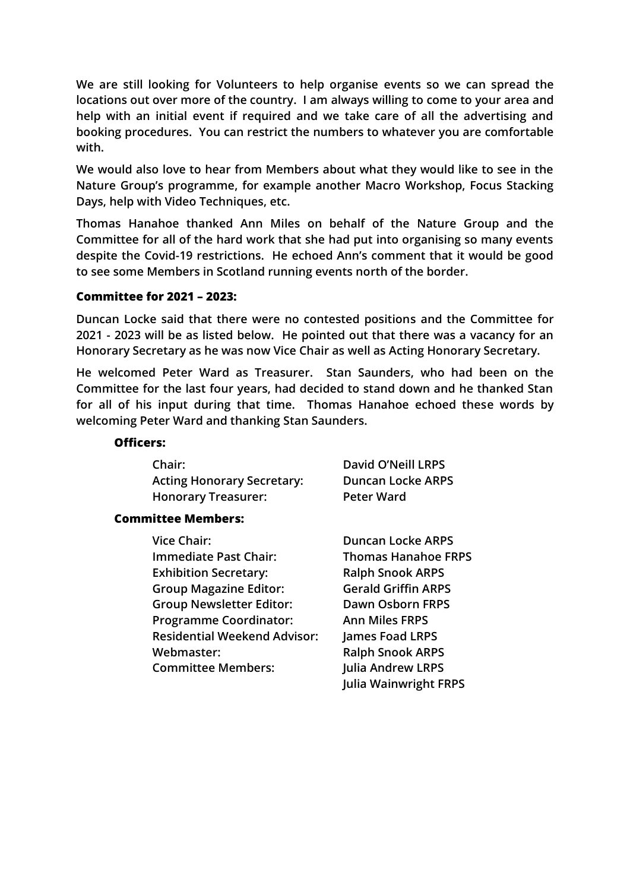**We are still looking for Volunteers to help organise events so we can spread the locations out over more of the country. I am always willing to come to your area and help with an initial event if required and we take care of all the advertising and booking procedures. You can restrict the numbers to whatever you are comfortable with.**

**We would also love to hear from Members about what they would like to see in the Nature Group's programme, for example another Macro Workshop, Focus Stacking Days, help with Video Techniques, etc.**

**Thomas Hanahoe thanked Ann Miles on behalf of the Nature Group and the Committee for all of the hard work that she had put into organising so many events despite the Covid-19 restrictions. He echoed Ann's comment that it would be good to see some Members in Scotland running events north of the border.**

### Committee for 2021 – 2023:

**Duncan Locke said that there were no contested positions and the Committee for 2021 - 2023 will be as listed below. He pointed out that there was a vacancy for an Honorary Secretary as he was now Vice Chair as well as Acting Honorary Secretary.**

**He welcomed Peter Ward as Treasurer. Stan Saunders, who had been on the Committee for the last four years, had decided to stand down and he thanked Stan for all of his input during that time. Thomas Hanahoe echoed these words by welcoming Peter Ward and thanking Stan Saunders.**

#### Officers:

| | |
|---|---|
| **Chair:** | **David O'Neill LRPS** |
| **Acting Honorary Secretary:** | **Duncan Locke ARPS** |
| **Honorary Treasurer:** | **Peter Ward** |

#### Committee Members:

| | |
|---|---|
| **Vice Chair:** | **Duncan Locke ARPS** |
| **Immediate Past Chair:** | **Thomas Hanahoe FRPS** |
| **Exhibition Secretary:** | **Ralph Snook ARPS** |
| **Group Magazine Editor:** | **Gerald Griffin ARPS** |
| **Group Newsletter Editor:** | **Dawn Osborn FRPS** |
| **Programme Coordinator:** | **Ann Miles FRPS** |
| **Residential Weekend Advisor:** | **James Foad LRPS** |
| **Webmaster:** | **Ralph Snook ARPS** |
| **Committee Members:** | **Julia Andrew LRPS** |
| | **Julia Wainwright FRPS** |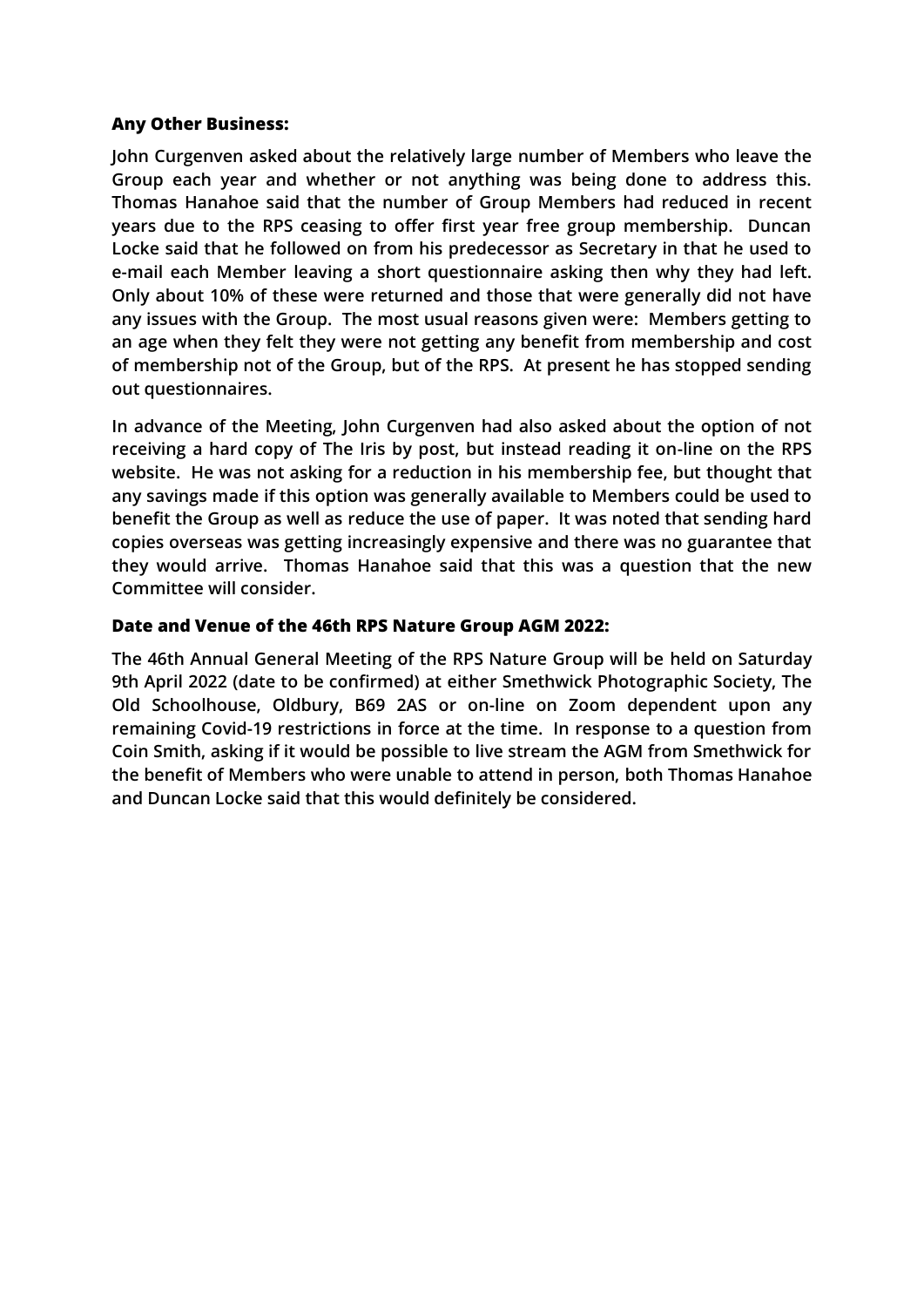## Any Other Business:

**John Curgenven asked about the relatively large number of Members who leave the Group each year and whether or not anything was being done to address this. Thomas Hanahoe said that the number of Group Members had reduced in recent years due to the RPS ceasing to offer first year free group membership. Duncan Locke said that he followed on from his predecessor as Secretary in that he used to e-mail each Member leaving a short questionnaire asking then why they had left. Only about 10% of these were returned and those that were generally did not have any issues with the Group. The most usual reasons given were: Members getting to an age when they felt they were not getting any benefit from membership and cost of membership not of the Group, but of the RPS. At present he has stopped sending out questionnaires.**

**In advance of the Meeting, John Curgenven had also asked about the option of not receiving a hard copy of The Iris by post, but instead reading it on-line on the RPS website. He was not asking for a reduction in his membership fee, but thought that any savings made if this option was generally available to Members could be used to benefit the Group as well as reduce the use of paper. It was noted that sending hard copies overseas was getting increasingly expensive and there was no guarantee that they would arrive. Thomas Hanahoe said that this was a question that the new Committee will consider.**

## Date and Venue of the 46th RPS Nature Group AGM 2022:

**The 46th Annual General Meeting of the RPS Nature Group will be held on Saturday 9th April 2022 (date to be confirmed) at either Smethwick Photographic Society, The Old Schoolhouse, Oldbury, B69 2AS or on-line on Zoom dependent upon any remaining Covid-19 restrictions in force at the time. In response to a question from Coin Smith, asking if it would be possible to live stream the AGM from Smethwick for the benefit of Members who were unable to attend in person, both Thomas Hanahoe and Duncan Locke said that this would definitely be considered.**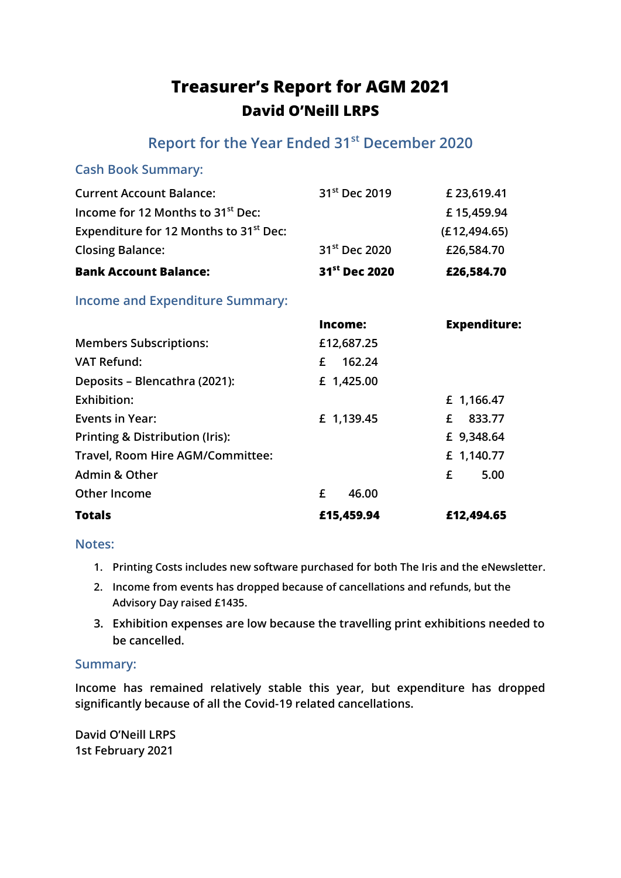# Treasurer's Report for AGM 2021

## David O'Neill LRPS

### Report for the Year Ended 31st December 2020

#### Cash Book Summary:

| | | |
|---|---|---|
| Current Account Balance: | 31st Dec 2019 | £ 23,619.41 |
| Income for 12 Months to 31st Dec: | | £ 15,459.94 |
| Expenditure for 12 Months to 31st Dec: | | (£12,494.65) |
| Closing Balance: | 31st Dec 2020 | £26,584.70 |
| **Bank Account Balance:** | **31st Dec 2020** | **£26,584.70** |

#### Income and Expenditure Summary:

| | **Income:** | **Expenditure:** |
|---|---|---|
| Members Subscriptions: | £12,687.25 | |
| VAT Refund: | £ 162.24 | |
| Deposits – Blencathra (2021): | £ 1,425.00 | |
| Exhibition: | | £ 1,166.47 |
| Events in Year: | £ 1,139.45 | £ 833.77 |
| Printing & Distribution (Iris): | | £ 9,348.64 |
| Travel, Room Hire AGM/Committee: | | £ 1,140.77 |
| Admin & Other | | £ 5.00 |
| Other Income | £ 46.00 | |
| **Totals** | **£15,459.94** | **£12,494.65** |

#### Notes:

1. Printing Costs includes new software purchased for both The Iris and the eNewsletter.
2. Income from events has dropped because of cancellations and refunds, but the Advisory Day raised £1435.
3. Exhibition expenses are low because the travelling print exhibitions needed to be cancelled.

#### Summary:

Income has remained relatively stable this year, but expenditure has dropped significantly because of all the Covid-19 related cancellations.

David O'Neill LRPS
1st February 2021